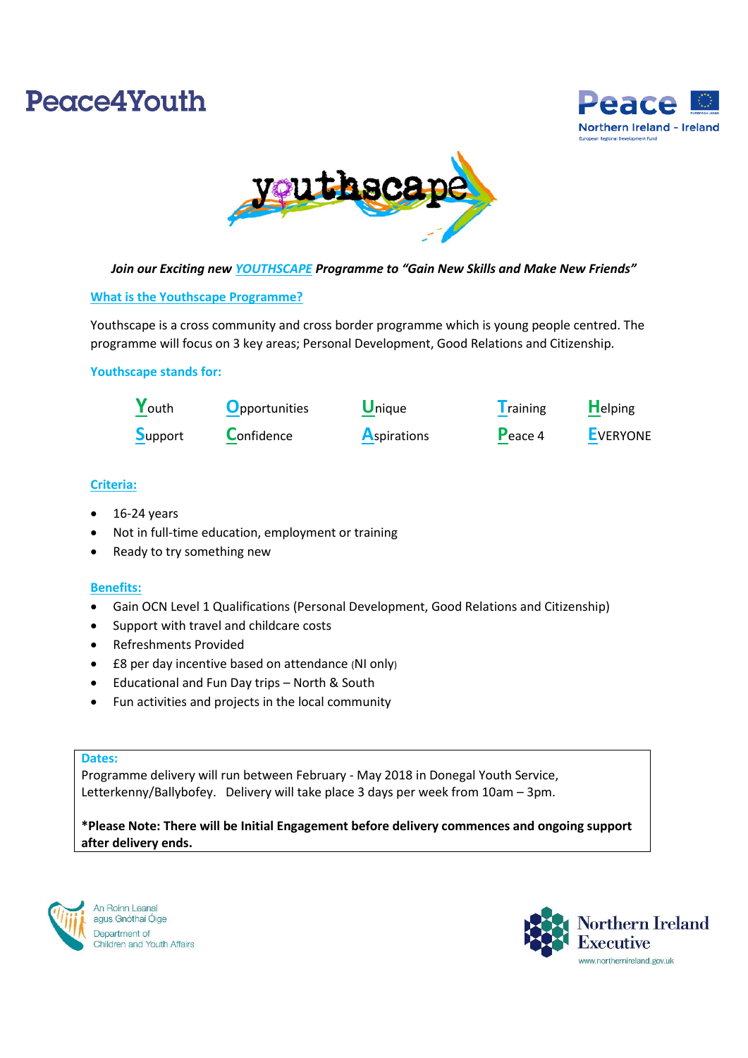Peace4Youth

Peace
Northern Ireland - Ireland
European Regional Development Fund

youthscape

***Join our Exciting new YOUTHSCAPE Programme to "Gain New Skills and Make New Friends"***

## What is the Youthscape Programme?

Youthscape is a cross community and cross border programme which is young people centred. The programme will focus on 3 key areas; Personal Development, Good Relations and Citizenship.

### Youthscape stands for:

| | | | | |
|---|---|---|---|---|
| **Y**outh | **O**pportunities | **U**nique | **T**raining | **H**elping |
| **S**upport | **C**onfidence | **A**spirations | **P**eace 4 | **E**VERYONE |

## Criteria:

- 16-24 years
- Not in full-time education, employment or training
- Ready to try something new

## Benefits:

- Gain OCN Level 1 Qualifications (Personal Development, Good Relations and Citizenship)
- Support with travel and childcare costs
- Refreshments Provided
- £8 per day incentive based on attendance (NI only)
- Educational and Fun Day trips – North & South
- Fun activities and projects in the local community

**Dates:**

Programme delivery will run between February - May 2018 in Donegal Youth Service, Letterkenny/Ballybofey. Delivery will take place 3 days per week from 10am – 3pm.

**\*Please Note: There will be Initial Engagement before delivery commences and ongoing support after delivery ends.**

An Roinn Leanaí agus Gnóthaí Óige
Department of Children and Youth Affairs

Northern Ireland Executive
www.northernireland.gov.uk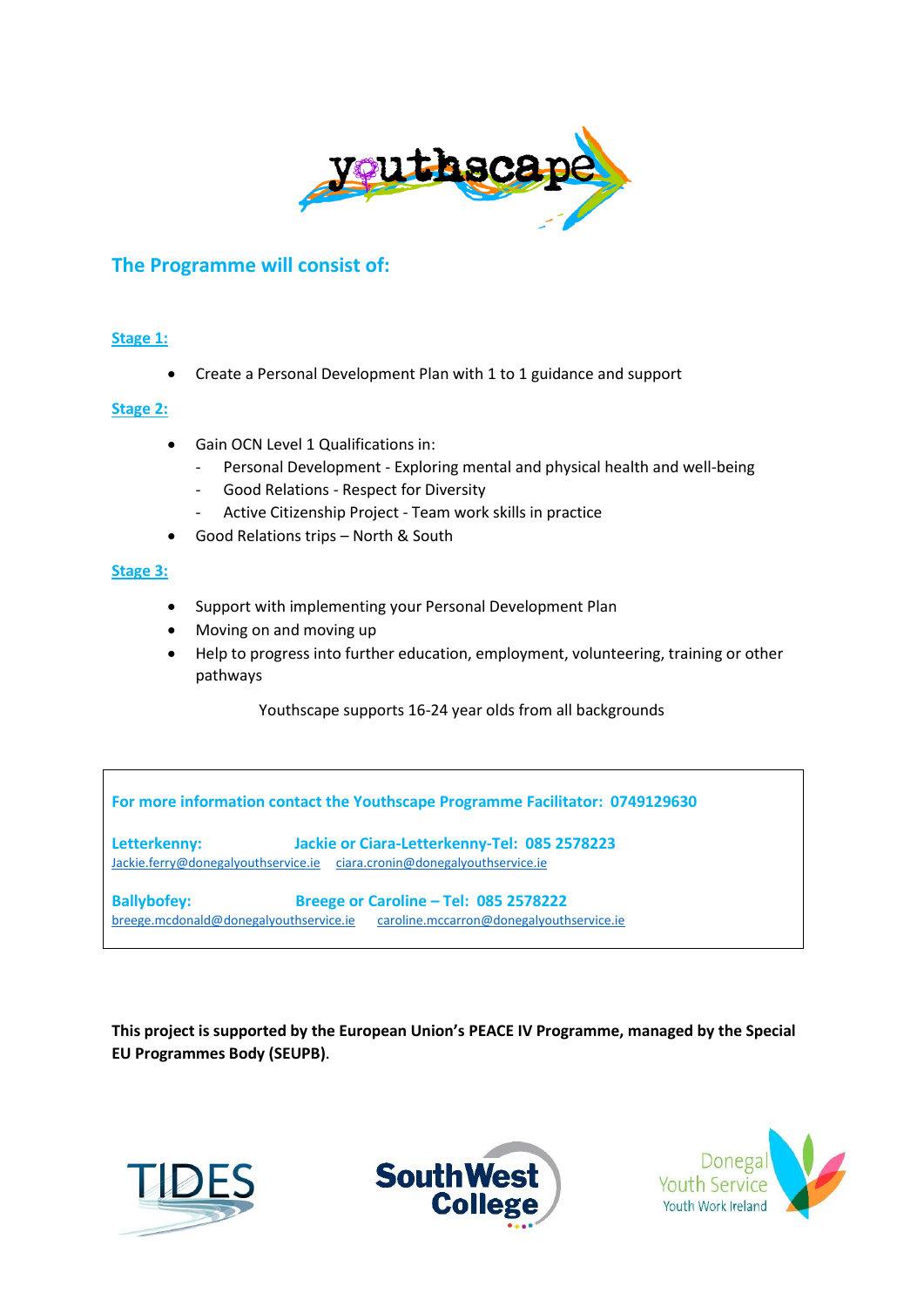## The Programme will consist of:

**Stage 1:**

- Create a Personal Development Plan with 1 to 1 guidance and support

**Stage 2:**

- Gain OCN Level 1 Qualifications in:
  - Personal Development - Exploring mental and physical health and well-being
  - Good Relations - Respect for Diversity
  - Active Citizenship Project - Team work skills in practice
- Good Relations trips – North & South

**Stage 3:**

- Support with implementing your Personal Development Plan
- Moving on and moving up
- Help to progress into further education, employment, volunteering, training or other pathways

Youthscape supports 16-24 year olds from all backgrounds

**For more information contact the Youthscape Programme Facilitator: 0749129630**

**Letterkenny:** **Jackie or Ciara-Letterkenny-Tel: 085 2578223**
Jackie.ferry@donegalyouthservice.ie ciara.cronin@donegalyouthservice.ie

**Ballybofey:** **Breege or Caroline – Tel: 085 2578222**
breege.mcdonald@donegalyouthservice.ie caroline.mccarron@donegalyouthservice.ie

**This project is supported by the European Union's PEACE IV Programme, managed by the Special EU Programmes Body (SEUPB).**